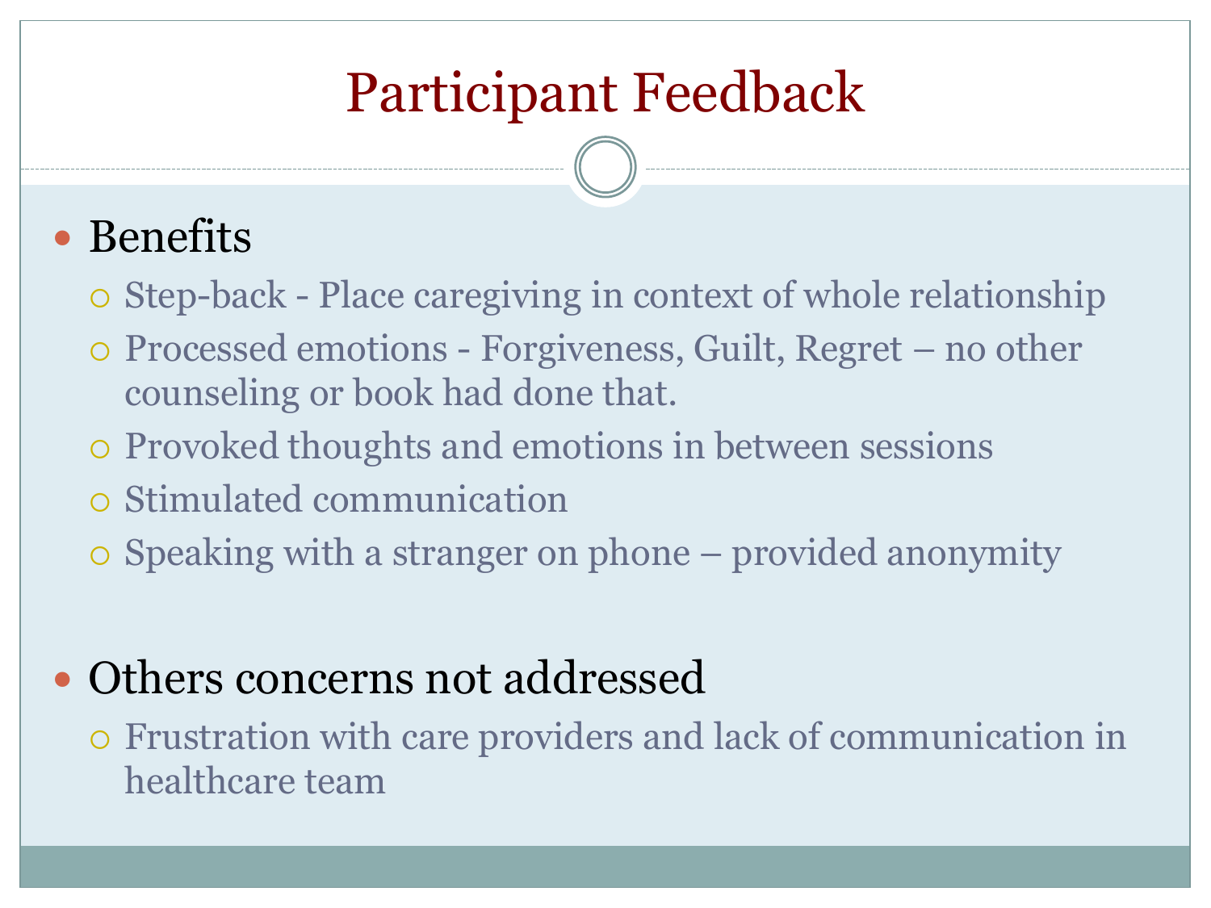# Participant Feedback

- Benefits
  - Step-back - Place caregiving in context of whole relationship
  - Processed emotions - Forgiveness, Guilt, Regret – no other counseling or book had done that.
  - Provoked thoughts and emotions in between sessions
  - Stimulated communication
  - Speaking with a stranger on phone – provided anonymity

- Others concerns not addressed
  - Frustration with care providers and lack of communication in healthcare team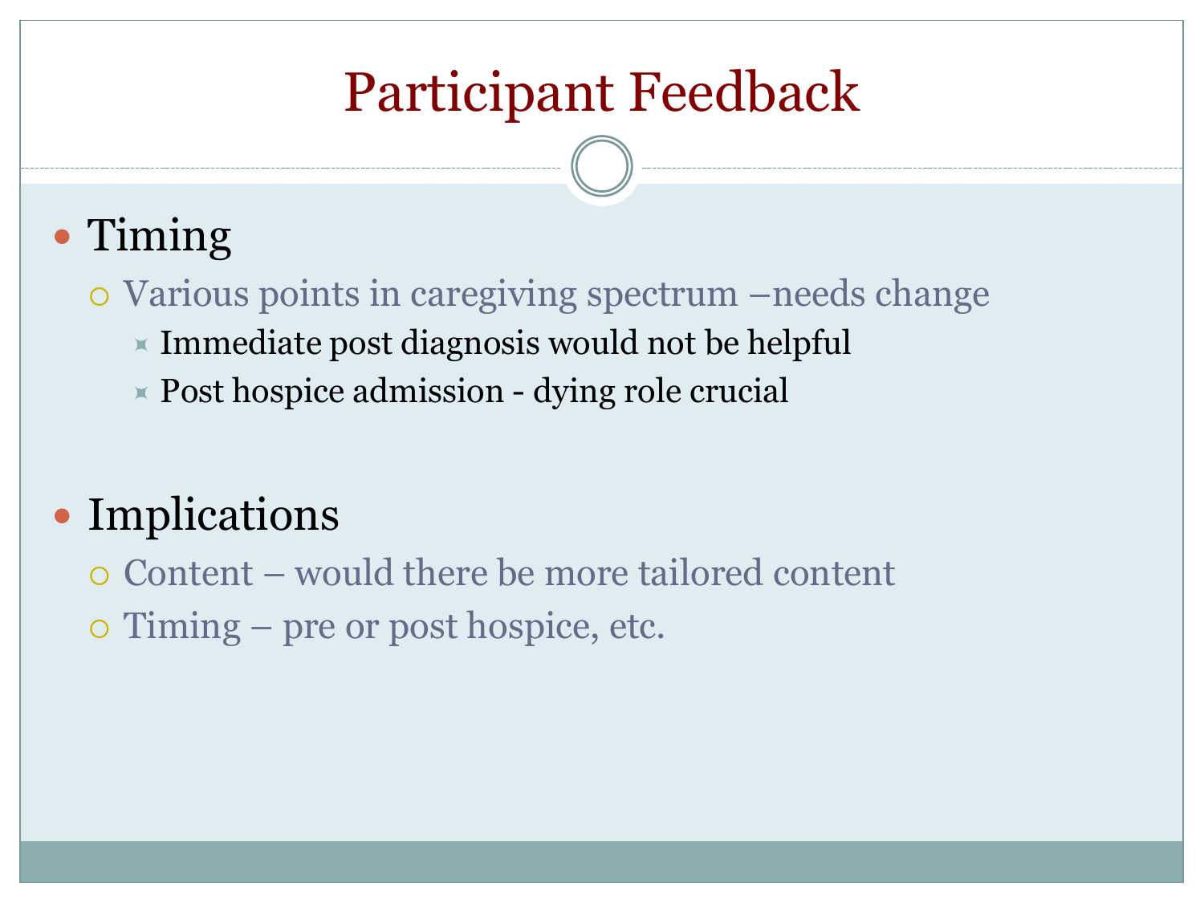# Participant Feedback

- Timing
  - Various points in caregiving spectrum –needs change
    - Immediate post diagnosis would not be helpful
    - Post hospice admission - dying role crucial

- Implications
  - Content – would there be more tailored content
  - Timing – pre or post hospice, etc.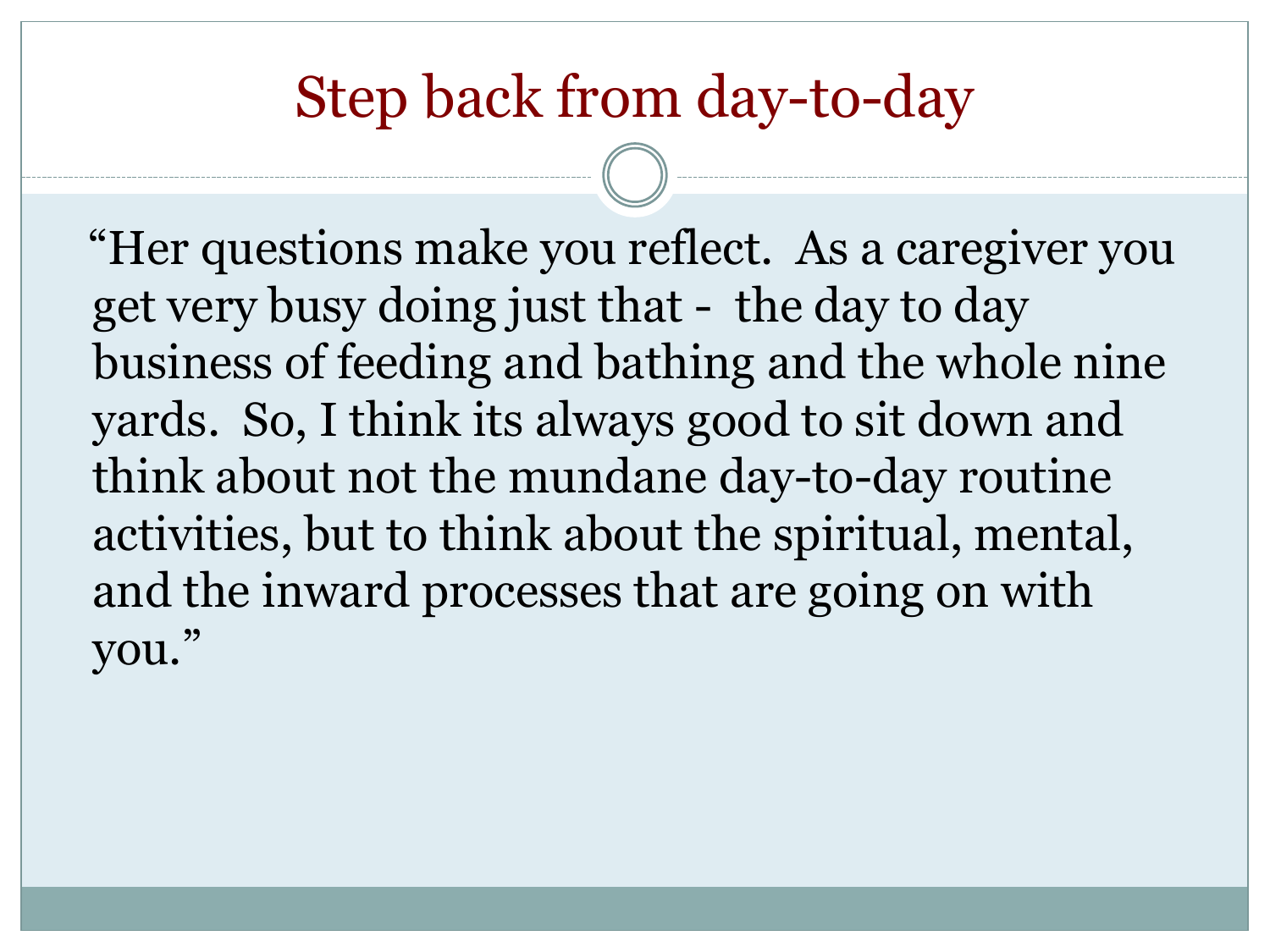# Step back from day-to-day

"Her questions make you reflect. As a caregiver you get very busy doing just that - the day to day business of feeding and bathing and the whole nine yards. So, I think its always good to sit down and think about not the mundane day-to-day routine activities, but to think about the spiritual, mental, and the inward processes that are going on with you."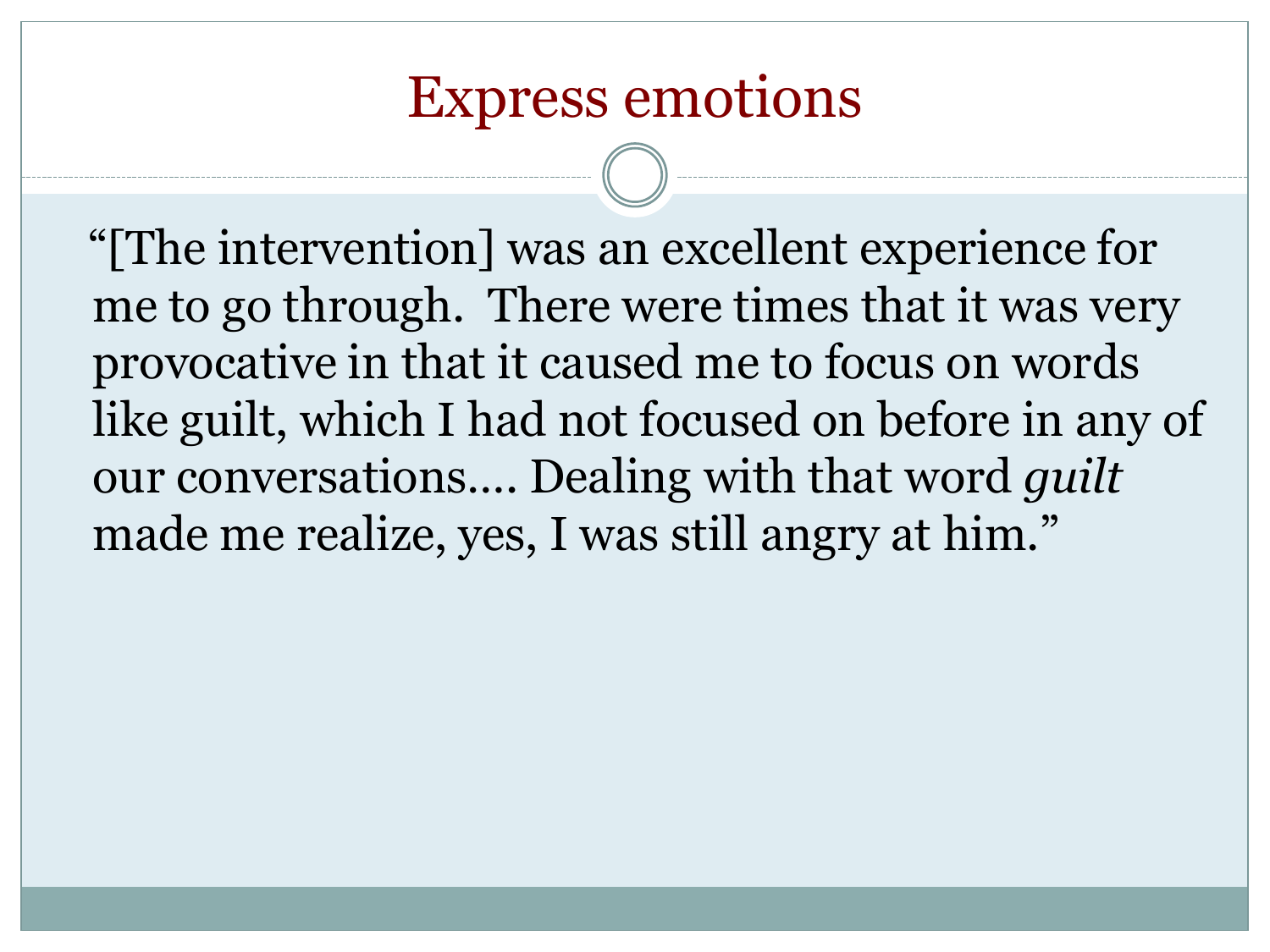# Express emotions

"[The intervention] was an excellent experience for me to go through. There were times that it was very provocative in that it caused me to focus on words like guilt, which I had not focused on before in any of our conversations.... Dealing with that word *guilt* made me realize, yes, I was still angry at him."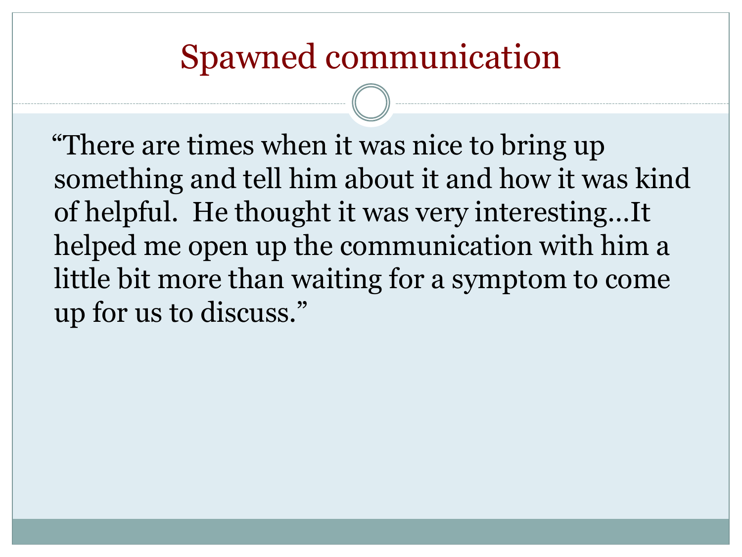# Spawned communication

"There are times when it was nice to bring up something and tell him about it and how it was kind of helpful. He thought it was very interesting…It helped me open up the communication with him a little bit more than waiting for a symptom to come up for us to discuss."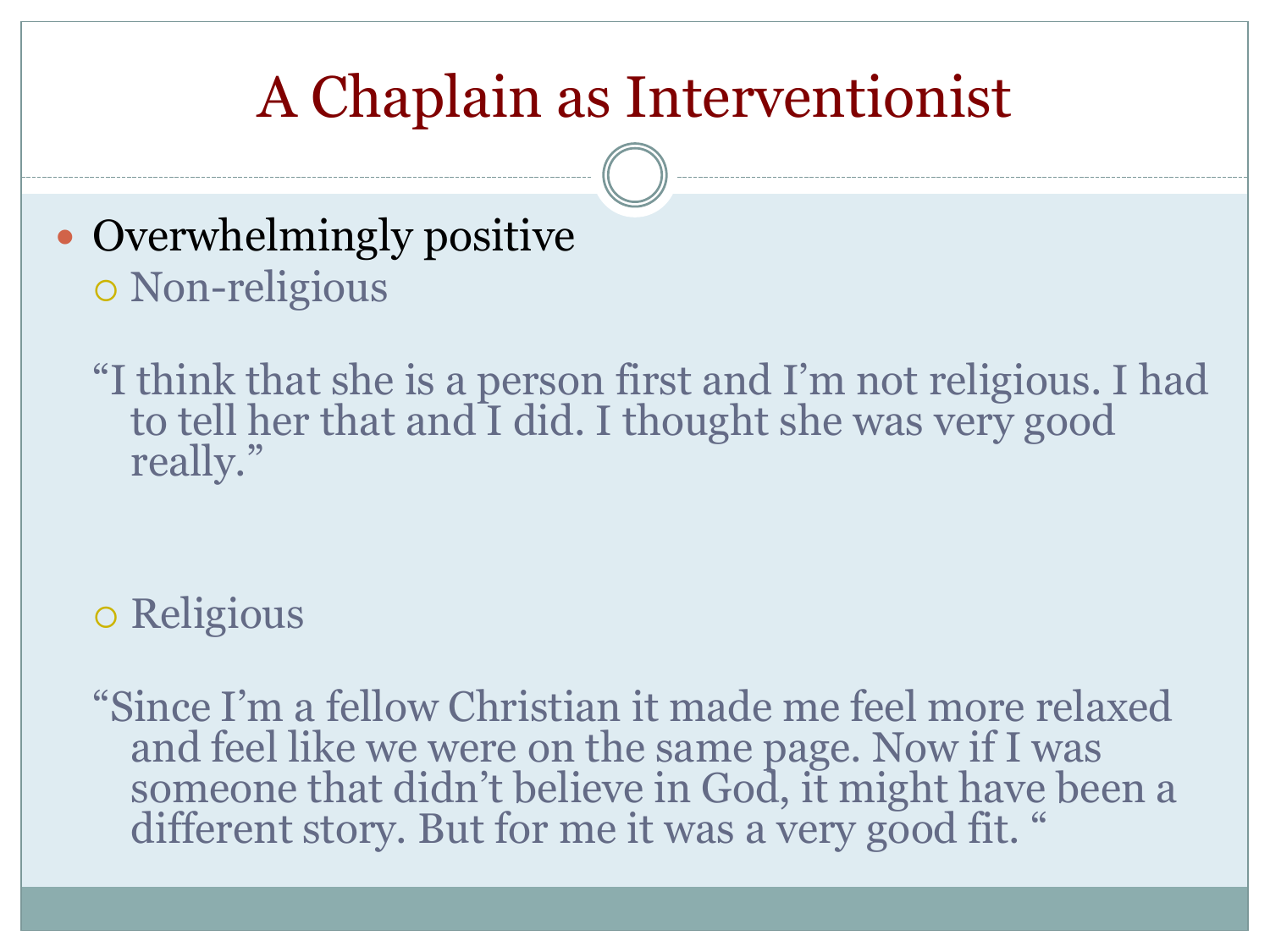# A Chaplain as Interventionist

- Overwhelmingly positive
  - Non-religious

    "I think that she is a person first and I'm not religious. I had to tell her that and I did. I thought she was very good really."

  - Religious

    "Since I'm a fellow Christian it made me feel more relaxed and feel like we were on the same page. Now if I was someone that didn't believe in God, it might have been a different story. But for me it was a very good fit. "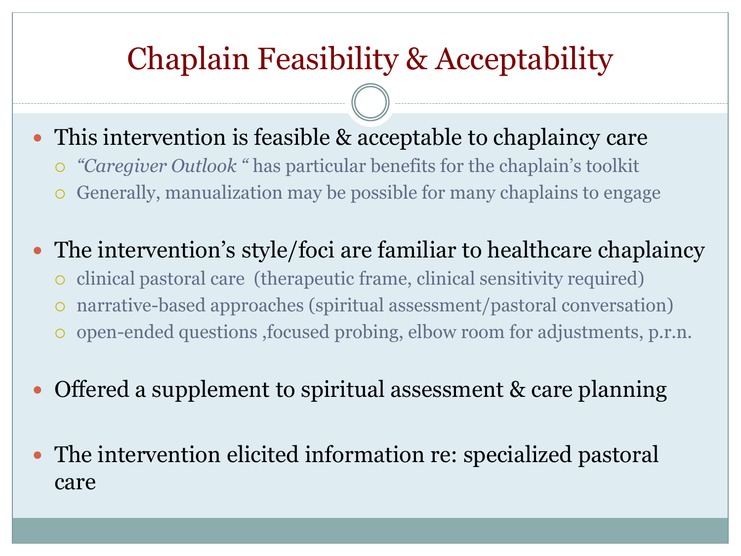# Chaplain Feasibility & Acceptability

- This intervention is feasible & acceptable to chaplaincy care
  - *"Caregiver Outlook "* has particular benefits for the chaplain's toolkit
  - Generally, manualization may be possible for many chaplains to engage
- The intervention's style/foci are familiar to healthcare chaplaincy
  - clinical pastoral care (therapeutic frame, clinical sensitivity required)
  - narrative-based approaches (spiritual assessment/pastoral conversation)
  - open-ended questions ,focused probing, elbow room for adjustments, p.r.n.
- Offered a supplement to spiritual assessment & care planning
- The intervention elicited information re: specialized pastoral care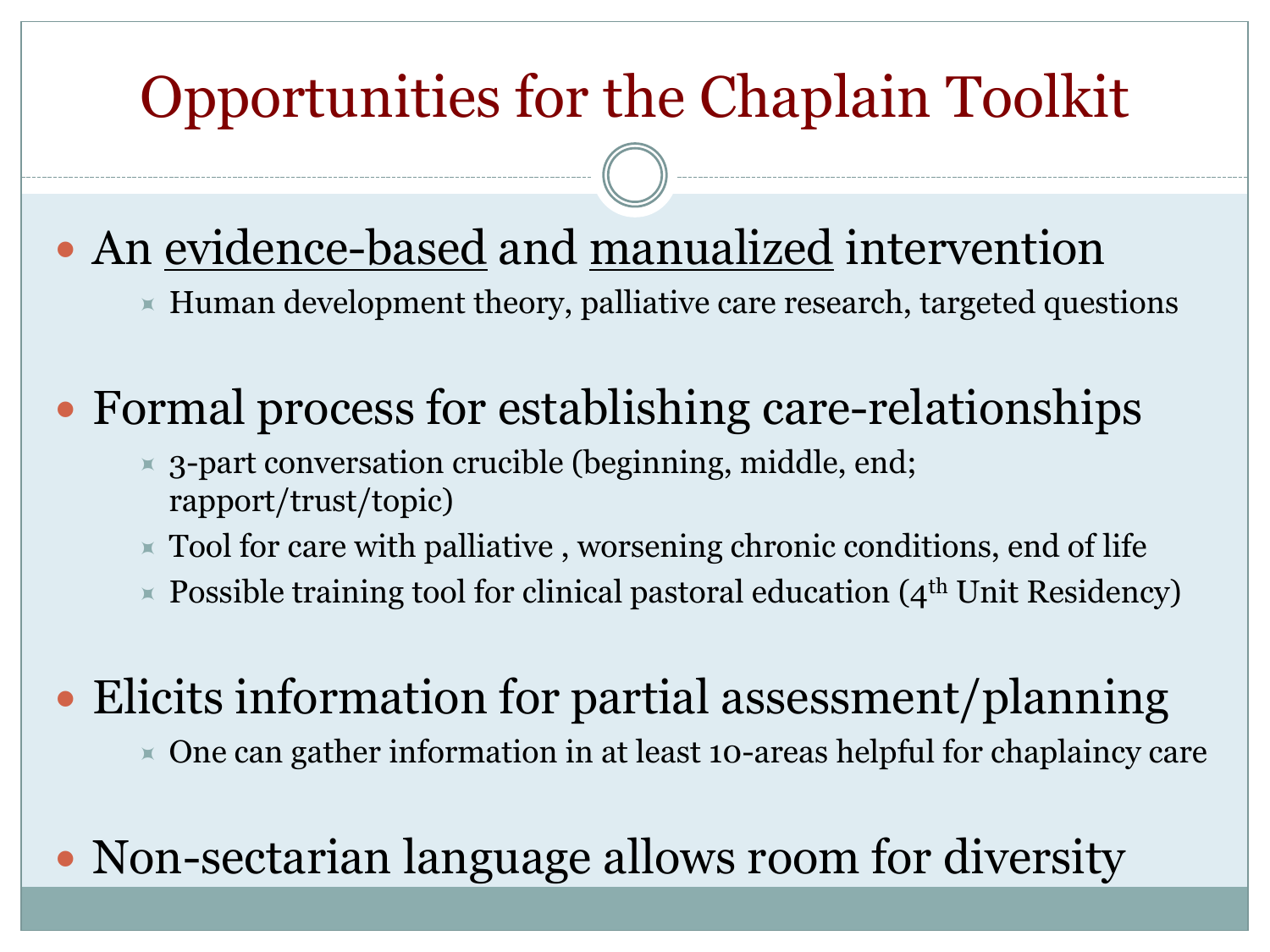# Opportunities for the Chaplain Toolkit

- An <u>evidence-based</u> and <u>manualized</u> intervention
  - Human development theory, palliative care research, targeted questions
- Formal process for establishing care-relationships
  - 3-part conversation crucible (beginning, middle, end; rapport/trust/topic)
  - Tool for care with palliative , worsening chronic conditions, end of life
  - Possible training tool for clinical pastoral education (4th Unit Residency)
- Elicits information for partial assessment/planning
  - One can gather information in at least 10-areas helpful for chaplaincy care
- Non-sectarian language allows room for diversity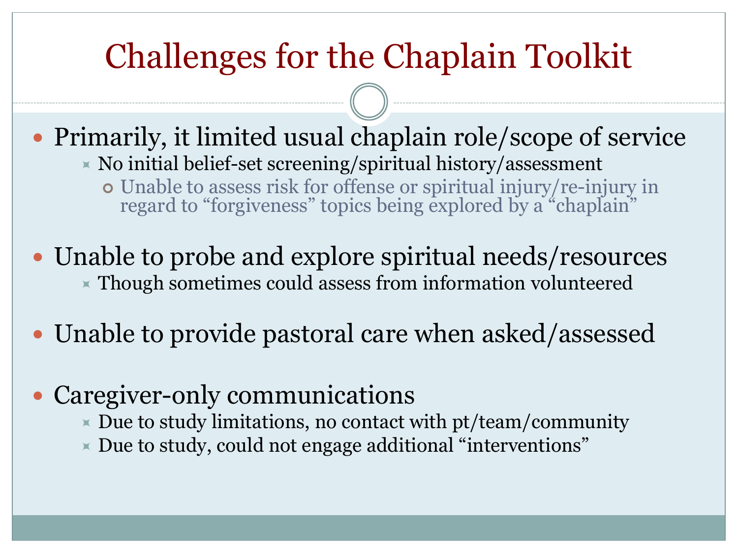# Challenges for the Chaplain Toolkit

- Primarily, it limited usual chaplain role/scope of service
  - No initial belief-set screening/spiritual history/assessment
    - Unable to assess risk for offense or spiritual injury/re-injury in regard to "forgiveness" topics being explored by a "chaplain"
- Unable to probe and explore spiritual needs/resources
  - Though sometimes could assess from information volunteered
- Unable to provide pastoral care when asked/assessed
- Caregiver-only communications
  - Due to study limitations, no contact with pt/team/community
  - Due to study, could not engage additional "interventions"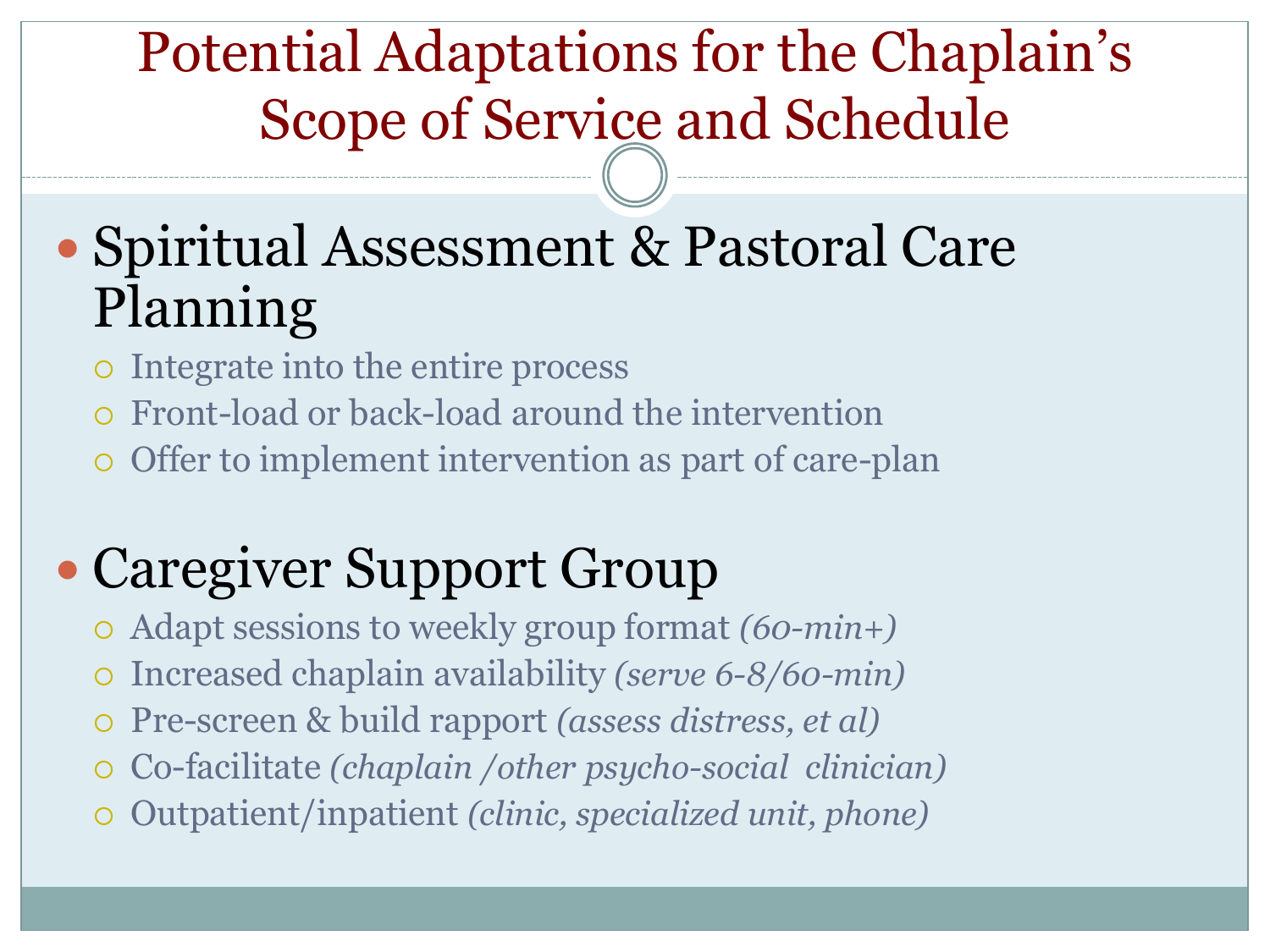# Potential Adaptations for the Chaplain's Scope of Service and Schedule

- Spiritual Assessment & Pastoral Care Planning
  - Integrate into the entire process
  - Front-load or back-load around the intervention
  - Offer to implement intervention as part of care-plan

- Caregiver Support Group
  - Adapt sessions to weekly group format *(60-min+)*
  - Increased chaplain availability *(serve 6-8/60-min)*
  - Pre-screen & build rapport *(assess distress, et al)*
  - Co-facilitate *(chaplain /other psycho-social clinician)*
  - Outpatient/inpatient *(clinic, specialized unit, phone)*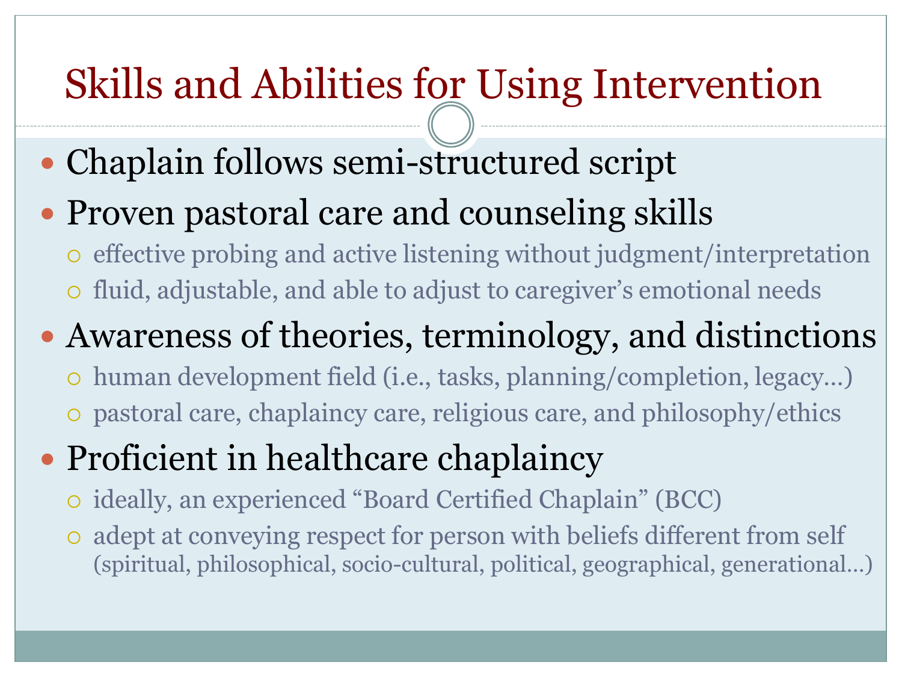# Skills and Abilities for Using Intervention

- Chaplain follows semi-structured script
- Proven pastoral care and counseling skills
  - effective probing and active listening without judgment/interpretation
  - fluid, adjustable, and able to adjust to caregiver's emotional needs
- Awareness of theories, terminology, and distinctions
  - human development field (i.e., tasks, planning/completion, legacy…)
  - pastoral care, chaplaincy care, religious care, and philosophy/ethics
- Proficient in healthcare chaplaincy
  - ideally, an experienced "Board Certified Chaplain" (BCC)
  - adept at conveying respect for person with beliefs different from self (spiritual, philosophical, socio-cultural, political, geographical, generational…)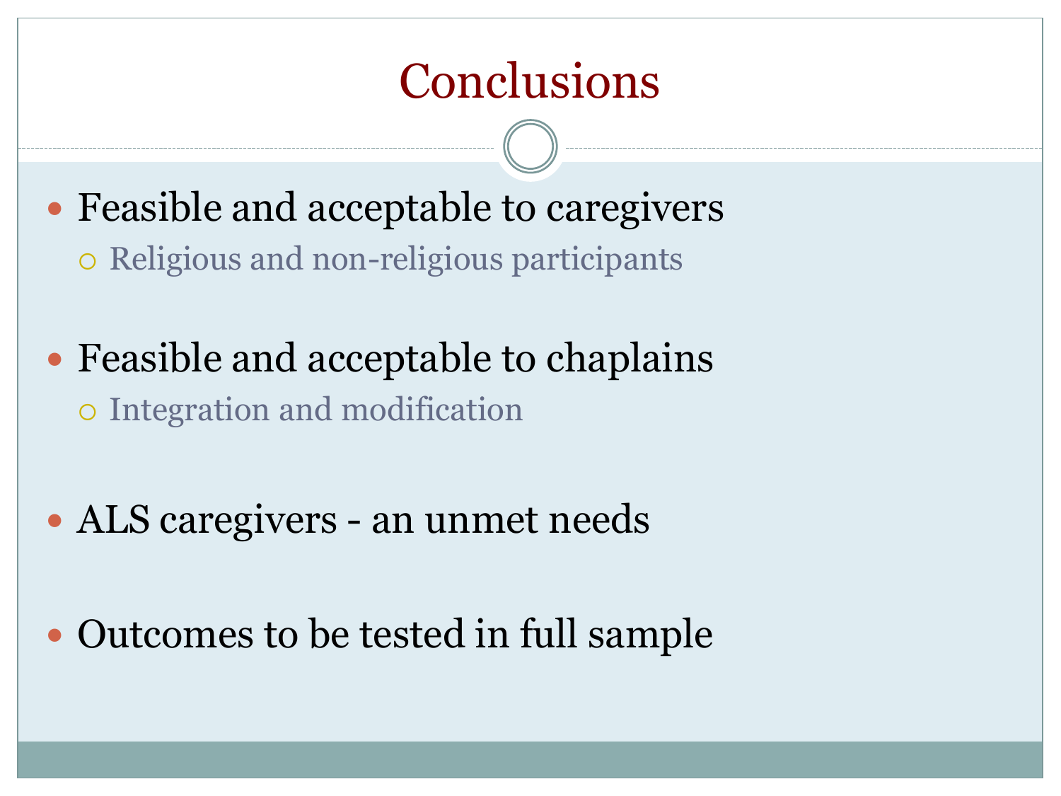# Conclusions

- Feasible and acceptable to caregivers
  - Religious and non-religious participants
- Feasible and acceptable to chaplains
  - Integration and modification
- ALS caregivers - an unmet needs
- Outcomes to be tested in full sample